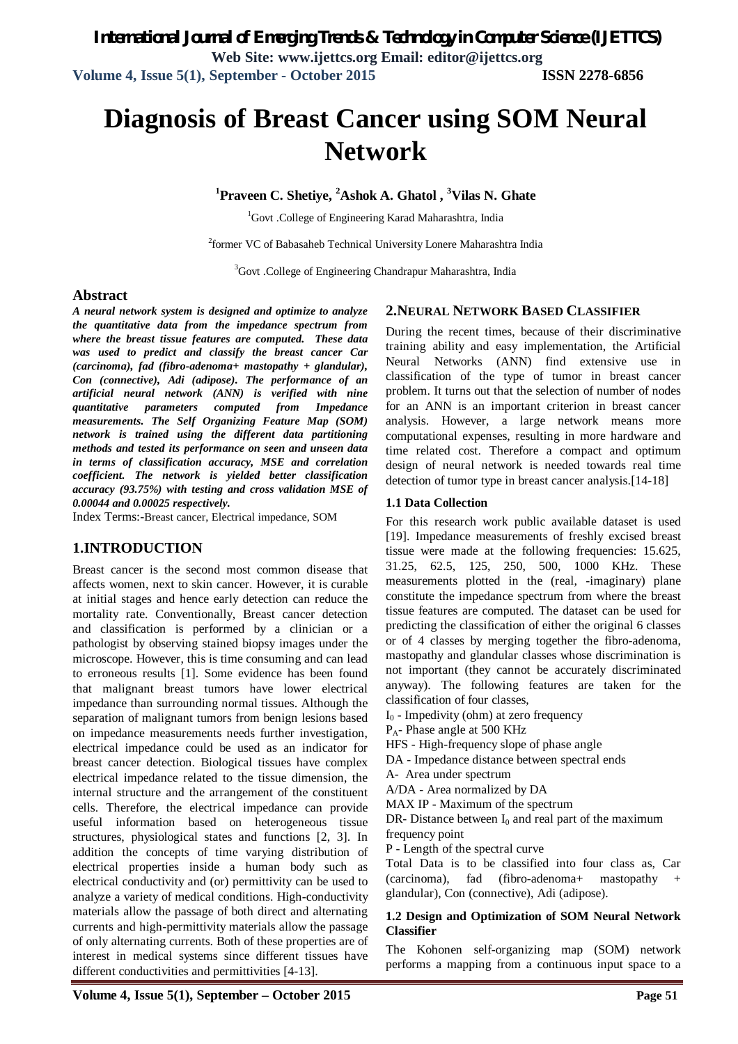# Diagnosis of Breast Cancer using SOM Neural Network

**[1]Praveen C. Shetiye, [2]Ashok A. Ghatol , [3]Vilas N. Ghate**

[1]Govt .College of Engineering Karad Maharashtra, India

[2]former VC of Babasaheb Technical University Lonere Maharashtra India

[3]Govt .College of Engineering Chandrapur Maharashtra, India

## Abstract

***A neural network system is designed and optimize to analyze the quantitative data from the impedance spectrum from where the breast tissue features are computed. These data was used to predict and classify the breast cancer Car (carcinoma), fad (fibro-adenoma+ mastopathy + glandular), Con (connective), Adi (adipose). The performance of an artificial neural network (ANN) is verified with nine quantitative parameters computed from Impedance measurements. The Self Organizing Feature Map (SOM) network is trained using the different data partitioning methods and tested its performance on seen and unseen data in terms of classification accuracy, MSE and correlation coefficient. The network is yielded better classification accuracy (93.75%) with testing and cross validation MSE of 0.00044 and 0.00025 respectively.***

Index Terms:-Breast cancer, Electrical impedance, SOM

## 1.INTRODUCTION

Breast cancer is the second most common disease that affects women, next to skin cancer. However, it is curable at initial stages and hence early detection can reduce the mortality rate. Conventionally, Breast cancer detection and classification is performed by a clinician or a pathologist by observing stained biopsy images under the microscope. However, this is time consuming and can lead to erroneous results [1]. Some evidence has been found that malignant breast tumors have lower electrical impedance than surrounding normal tissues. Although the separation of malignant tumors from benign lesions based on impedance measurements needs further investigation, electrical impedance could be used as an indicator for breast cancer detection. Biological tissues have complex electrical impedance related to the tissue dimension, the internal structure and the arrangement of the constituent cells. Therefore, the electrical impedance can provide useful information based on heterogeneous tissue structures, physiological states and functions [2, 3]. In addition the concepts of time varying distribution of electrical properties inside a human body such as electrical conductivity and (or) permittivity can be used to analyze a variety of medical conditions. High-conductivity materials allow the passage of both direct and alternating currents and high-permittivity materials allow the passage of only alternating currents. Both of these properties are of interest in medical systems since different tissues have different conductivities and permittivities [4-13].

## 2.NEURAL NETWORK BASED CLASSIFIER

During the recent times, because of their discriminative training ability and easy implementation, the Artificial Neural Networks (ANN) find extensive use in classification of the type of tumor in breast cancer problem. It turns out that the selection of number of nodes for an ANN is an important criterion in breast cancer analysis. However, a large network means more computational expenses, resulting in more hardware and time related cost. Therefore a compact and optimum design of neural network is needed towards real time detection of tumor type in breast cancer analysis.[14-18]

### 1.1 Data Collection

For this research work public available dataset is used [19]. Impedance measurements of freshly excised breast tissue were made at the following frequencies: 15.625, 31.25, 62.5, 125, 250, 500, 1000 KHz. These measurements plotted in the (real, -imaginary) plane constitute the impedance spectrum from where the breast tissue features are computed. The dataset can be used for predicting the classification of either the original 6 classes or of 4 classes by merging together the fibro-adenoma, mastopathy and glandular classes whose discrimination is not important (they cannot be accurately discriminated anyway). The following features are taken for the classification of four classes,

$I_0$ - Impedivity (ohm) at zero frequency

$P_A$- Phase angle at 500 KHz

HFS - High-frequency slope of phase angle

DA - Impedance distance between spectral ends

A- Area under spectrum

A/DA - Area normalized by DA

MAX IP - Maximum of the spectrum

DR- Distance between $I_0$ and real part of the maximum frequency point

P - Length of the spectral curve

Total Data is to be classified into four class as, Car (carcinoma), fad (fibro-adenoma+ mastopathy + glandular), Con (connective), Adi (adipose).

### 1.2 Design and Optimization of SOM Neural Network Classifier

The Kohonen self-organizing map (SOM) network performs a mapping from a continuous input space to a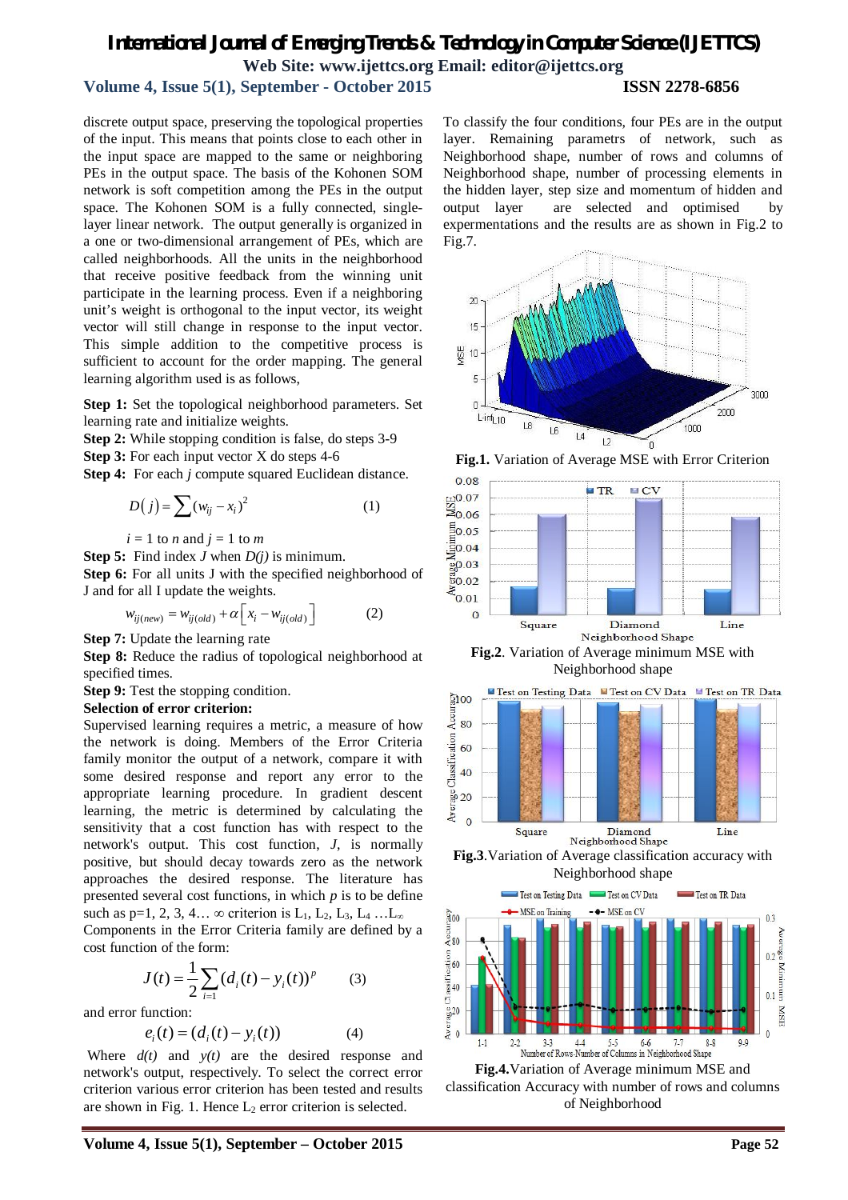discrete output space, preserving the topological properties of the input. This means that points close to each other in the input space are mapped to the same or neighboring PEs in the output space. The basis of the Kohonen SOM network is soft competition among the PEs in the output space. The Kohonen SOM is a fully connected, single-layer linear network. The output generally is organized in a one or two-dimensional arrangement of PEs, which are called neighborhoods. All the units in the neighborhood that receive positive feedback from the winning unit participate in the learning process. Even if a neighboring unit's weight is orthogonal to the input vector, its weight vector will still change in response to the input vector. This simple addition to the competitive process is sufficient to account for the order mapping. The general learning algorithm used is as follows,

**Step 1:** Set the topological neighborhood parameters. Set learning rate and initialize weights.

**Step 2:** While stopping condition is false, do steps 3-9

**Step 3:** For each input vector X do steps 4-6

**Step 4:** For each *j* compute squared Euclidean distance.

$$D(j) = \sum (w_{ij} - x_i)^2 \qquad (1)$$

$i$ = 1 to $n$ and $j$ = 1 to $m$

**Step 5:** Find index $J$ when $D(j)$ is minimum.

**Step 6:** For all units J with the specified neighborhood of J and for all I update the weights.

$$w_{ij(new)} = w_{ij(old)} + \alpha \left[ x_i - w_{ij(old)} \right] \qquad (2)$$

**Step 7:** Update the learning rate

**Step 8:** Reduce the radius of topological neighborhood at specified times.

**Step 9:** Test the stopping condition.

**Selection of error criterion:**

Supervised learning requires a metric, a measure of how the network is doing. Members of the Error Criteria family monitor the output of a network, compare it with some desired response and report any error to the appropriate learning procedure. In gradient descent learning, the metric is determined by calculating the sensitivity that a cost function has with respect to the network's output. This cost function, $J$, is normally positive, but should decay towards zero as the network approaches the desired response. The literature has presented several cost functions, in which $p$ is to be define such as p=1, 2, 3, 4… ∞ criterion is $L_1$, $L_2$, $L_3$, $L_4$ …$L_\infty$

Components in the Error Criteria family are defined by a cost function of the form:

$$J(t) = \frac{1}{2} \sum_{i=1} (d_i(t) - y_i(t))^p \qquad (3)$$

and error function:

$$e_i(t) = (d_i(t) - y_i(t)) \qquad (4)$$

Where $d(t)$ and $y(t)$ are the desired response and network's output, respectively. To select the correct error criterion various error criterion has been tested and results are shown in Fig. 1. Hence $L_2$ error criterion is selected.

To classify the four conditions, four PEs are in the output layer. Remaining parametrs of network, such as Neighborhood shape, number of rows and columns of Neighborhood shape, number of processing elements in the hidden layer, step size and momentum of hidden and output layer are selected and optimised by expermentations and the results are as shown in Fig.2 to Fig.7.

**Fig.1.** Variation of Average MSE with Error Criterion

**Fig.2**. Variation of Average minimum MSE with Neighborhood shape

**Fig.3**.Variation of Average classification accuracy with Neighborhood shape

**Fig.4.**Variation of Average minimum MSE and classification Accuracy with number of rows and columns of Neighborhood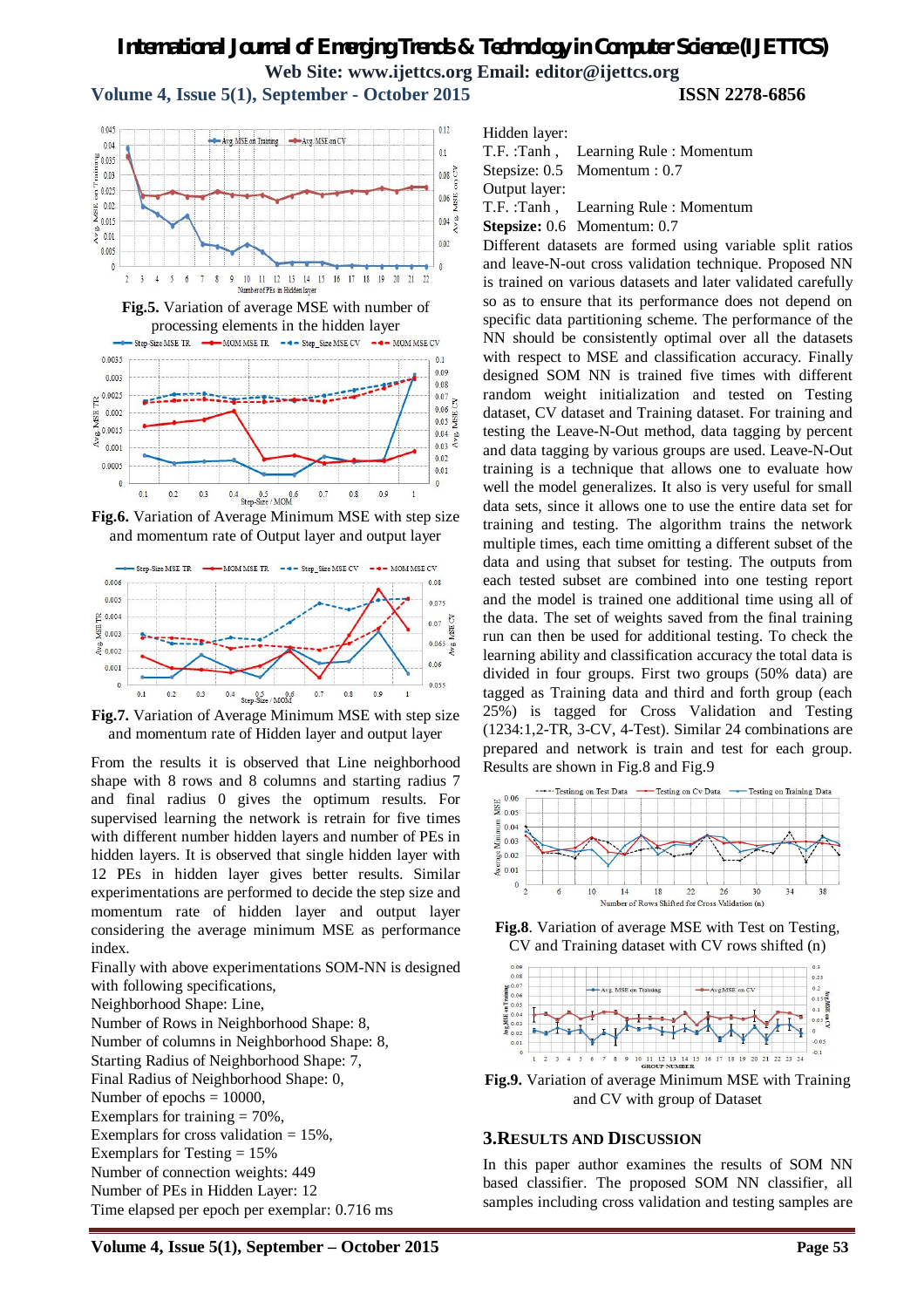Fig.5. Variation of average MSE with number of processing elements in the hidden layer

Fig.6. Variation of Average Minimum MSE with step size and momentum rate of Output layer and output layer

Fig.7. Variation of Average Minimum MSE with step size and momentum rate of Hidden layer and output layer

From the results it is observed that Line neighborhood shape with 8 rows and 8 columns and starting radius 7 and final radius 0 gives the optimum results. For supervised learning the network is retrain for five times with different number hidden layers and number of PEs in hidden layers. It is observed that single hidden layer with 12 PEs in hidden layer gives better results. Similar experimentations are performed to decide the step size and momentum rate of hidden layer and output layer considering the average minimum MSE as performance index.

Finally with above experimentations SOM-NN is designed with following specifications,
Neighborhood Shape: Line,
Number of Rows in Neighborhood Shape: 8,
Number of columns in Neighborhood Shape: 8,
Starting Radius of Neighborhood Shape: 7,
Final Radius of Neighborhood Shape: 0,
Number of epochs = 10000,
Exemplars for training = 70%,
Exemplars for cross validation = 15%,
Exemplars for Testing = 15%
Number of connection weights: 449
Number of PEs in Hidden Layer: 12
Time elapsed per epoch per exemplar: 0.716 ms

Hidden layer:
T.F. :Tanh , Learning Rule : Momentum
Stepsize: 0.5 Momentum : 0.7
Output layer:
T.F. :Tanh , Learning Rule : Momentum
**Stepsize:** 0.6 Momentum: 0.7

Different datasets are formed using variable split ratios and leave-N-out cross validation technique. Proposed NN is trained on various datasets and later validated carefully so as to ensure that its performance does not depend on specific data partitioning scheme. The performance of the NN should be consistently optimal over all the datasets with respect to MSE and classification accuracy. Finally designed SOM NN is trained five times with different random weight initialization and tested on Testing dataset, CV dataset and Training dataset. For training and testing the Leave-N-Out method, data tagging by percent and data tagging by various groups are used. Leave-N-Out training is a technique that allows one to evaluate how well the model generalizes. It is also very useful for small data sets, since it allows one to use the entire data set for training and testing. The algorithm trains the network multiple times, each time omitting a different subset of the data and using that subset for testing. The outputs from each tested subset are combined into one testing report and the model is trained one additional time using all of the data. The set of weights saved from the final training run can then be used for additional testing. To check the learning ability and classification accuracy the total data is divided in four groups. First two groups (50% data) are tagged as Training data and third and forth group (each 25%) is tagged for Cross Validation and Testing (1234:1,2-TR, 3-CV, 4-Test). Similar 24 combinations are prepared and network is train and test for each group. Results are shown in Fig.8 and Fig.9

Fig.8. Variation of average MSE with Test on Testing, CV and Training dataset with CV rows shifted (n)

Fig.9. Variation of average Minimum MSE with Training and CV with group of Dataset

## 3. Results and Discussion

In this paper author examines the results of SOM NN based classifier. The proposed SOM NN classifier, all samples including cross validation and testing samples are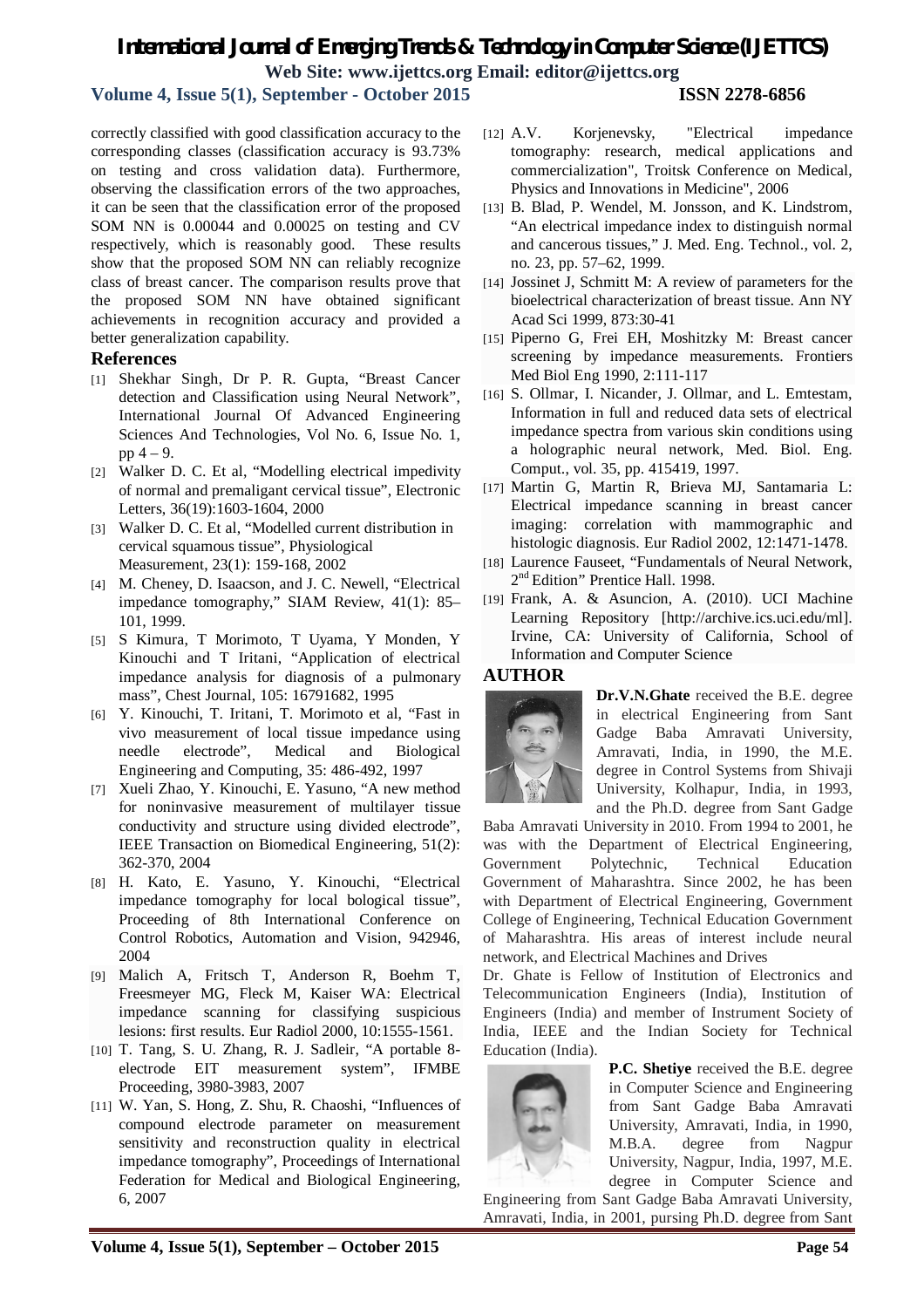correctly classified with good classification accuracy to the corresponding classes (classification accuracy is 93.73% on testing and cross validation data). Furthermore, observing the classification errors of the two approaches, it can be seen that the classification error of the proposed SOM NN is 0.00044 and 0.00025 on testing and CV respectively, which is reasonably good. These results show that the proposed SOM NN can reliably recognize class of breast cancer. The comparison results prove that the proposed SOM NN have obtained significant achievements in recognition accuracy and provided a better generalization capability.

## References

[1] Shekhar Singh, Dr P. R. Gupta, "Breast Cancer detection and Classification using Neural Network", International Journal Of Advanced Engineering Sciences And Technologies, Vol No. 6, Issue No. 1, pp 4 – 9.

[2] Walker D. C. Et al, "Modelling electrical impedivity of normal and premaligant cervical tissue", Electronic Letters, 36(19):1603-1604, 2000

[3] Walker D. C. Et al, "Modelled current distribution in cervical squamous tissue", Physiological Measurement, 23(1): 159-168, 2002

[4] M. Cheney, D. Isaacson, and J. C. Newell, "Electrical impedance tomography," SIAM Review, 41(1): 85–101, 1999.

[5] S Kimura, T Morimoto, T Uyama, Y Monden, Y Kinouchi and T Iritani, "Application of electrical impedance analysis for diagnosis of a pulmonary mass", Chest Journal, 105: 16791682, 1995

[6] Y. Kinouchi, T. Iritani, T. Morimoto et al, "Fast in vivo measurement of local tissue impedance using needle electrode", Medical and Biological Engineering and Computing, 35: 486-492, 1997

[7] Xueli Zhao, Y. Kinouchi, E. Yasuno, "A new method for noninvasive measurement of multilayer tissue conductivity and structure using divided electrode", IEEE Transaction on Biomedical Engineering, 51(2): 362-370, 2004

[8] H. Kato, E. Yasuno, Y. Kinouchi, "Electrical impedance tomography for local bological tissue", Proceeding of 8th International Conference on Control Robotics, Automation and Vision, 942946, 2004

[9] Malich A, Fritsch T, Anderson R, Boehm T, Freesmeyer MG, Fleck M, Kaiser WA: Electrical impedance scanning for classifying suspicious lesions: first results. Eur Radiol 2000, 10:1555-1561.

[10] T. Tang, S. U. Zhang, R. J. Sadleir, "A portable 8-electrode EIT measurement system", IFMBE Proceeding, 3980-3983, 2007

[11] W. Yan, S. Hong, Z. Shu, R. Chaoshi, "Influences of compound electrode parameter on measurement sensitivity and reconstruction quality in electrical impedance tomography", Proceedings of International Federation for Medical and Biological Engineering, 6, 2007

[12] A.V. Korjenevsky, "Electrical impedance tomography: research, medical applications and commercialization", Troitsk Conference on Medical, Physics and Innovations in Medicine", 2006

[13] B. Blad, P. Wendel, M. Jonsson, and K. Lindstrom, "An electrical impedance index to distinguish normal and cancerous tissues," J. Med. Eng. Technol., vol. 2, no. 23, pp. 57–62, 1999.

[14] Jossinet J, Schmitt M: A review of parameters for the bioelectrical characterization of breast tissue. Ann NY Acad Sci 1999, 873:30-41

[15] Piperno G, Frei EH, Moshitzky M: Breast cancer screening by impedance measurements. Frontiers Med Biol Eng 1990, 2:111-117

[16] S. Ollmar, I. Nicander, J. Ollmar, and L. Emtestam, Information in full and reduced data sets of electrical impedance spectra from various skin conditions using a holographic neural network, Med. Biol. Eng. Comput., vol. 35, pp. 415419, 1997.

[17] Martin G, Martin R, Brieva MJ, Santamaria L: Electrical impedance scanning in breast cancer imaging: correlation with mammographic and histologic diagnosis. Eur Radiol 2002, 12:1471-1478.

[18] Laurence Fauseet, "Fundamentals of Neural Network, 2nd Edition" Prentice Hall. 1998.

[19] Frank, A. & Asuncion, A. (2010). UCI Machine Learning Repository [http://archive.ics.uci.edu/ml]. Irvine, CA: University of California, School of Information and Computer Science

## AUTHOR

**Dr.V.N.Ghate** received the B.E. degree in electrical Engineering from Sant Gadge Baba Amravati University, Amravati, India, in 1990, the M.E. degree in Control Systems from Shivaji University, Kolhapur, India, in 1993, and the Ph.D. degree from Sant Gadge Baba Amravati University in 2010. From 1994 to 2001, he was with the Department of Electrical Engineering, Government Polytechnic, Technical Education Government of Maharashtra. Since 2002, he has been with Department of Electrical Engineering, Government College of Engineering, Technical Education Government of Maharashtra. His areas of interest include neural network, and Electrical Machines and Drives

Dr. Ghate is Fellow of Institution of Electronics and Telecommunication Engineers (India), Institution of Engineers (India) and member of Instrument Society of India, IEEE and the Indian Society for Technical Education (India).

**P.C. Shetiye** received the B.E. degree in Computer Science and Engineering from Sant Gadge Baba Amravati University, Amravati, India, in 1990, M.B.A. degree from Nagpur University, Nagpur, India, 1997, M.E. degree in Computer Science and Engineering from Sant Gadge Baba Amravati University, Amravati, India, in 2001, pursing Ph.D. degree from Sant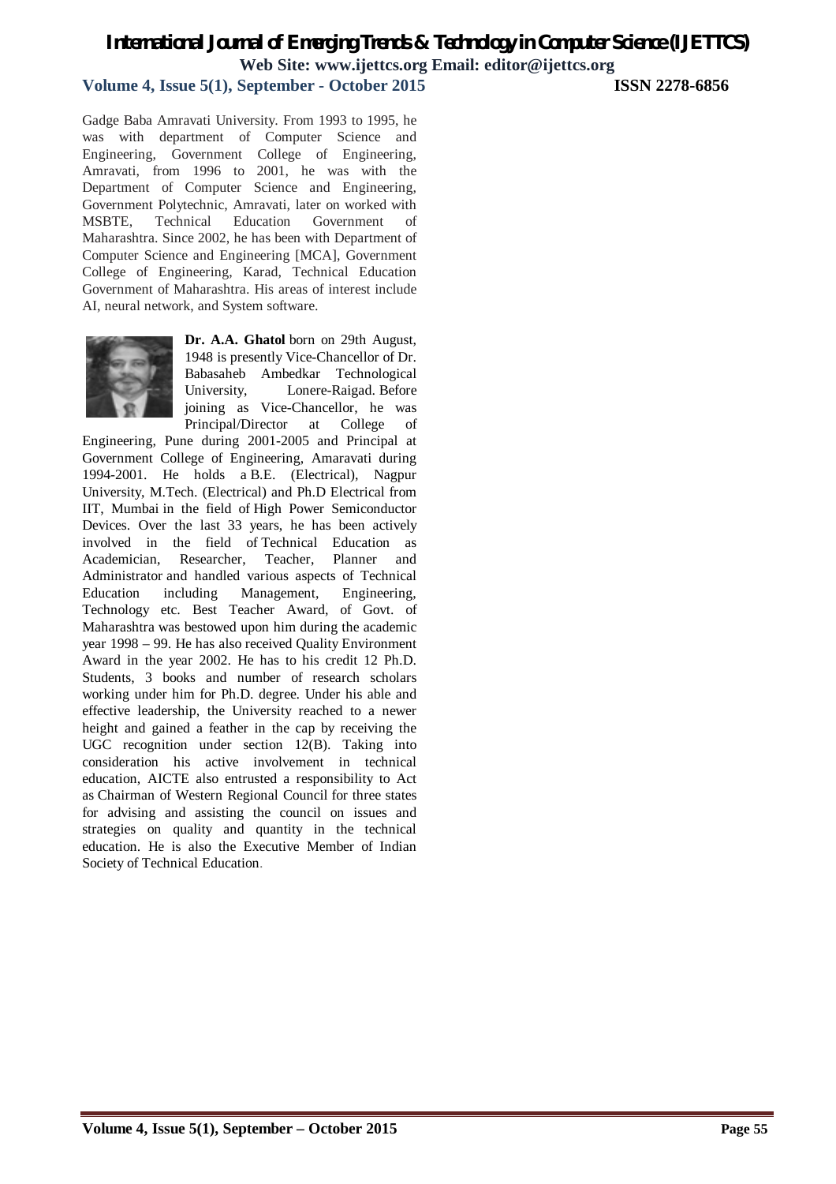Gadge Baba Amravati University. From 1993 to 1995, he was with department of Computer Science and Engineering, Government College of Engineering, Amravati, from 1996 to 2001, he was with the Department of Computer Science and Engineering, Government Polytechnic, Amravati, later on worked with MSBTE, Technical Education Government of Maharashtra. Since 2002, he has been with Department of Computer Science and Engineering [MCA], Government College of Engineering, Karad, Technical Education Government of Maharashtra. His areas of interest include AI, neural network, and System software.

**Dr. A.A. Ghatol** born on 29th August, 1948 is presently Vice-Chancellor of Dr. Babasaheb Ambedkar Technological University, Lonere-Raigad. Before joining as Vice-Chancellor, he was Principal/Director at College of Engineering, Pune during 2001-2005 and Principal at Government College of Engineering, Amaravati during 1994-2001. He holds a B.E. (Electrical), Nagpur University, M.Tech. (Electrical) and Ph.D Electrical from IIT, Mumbai in the field of High Power Semiconductor Devices. Over the last 33 years, he has been actively involved in the field of Technical Education as Academician, Researcher, Teacher, Planner and Administrator and handled various aspects of Technical Education including Management, Engineering, Technology etc. Best Teacher Award, of Govt. of Maharashtra was bestowed upon him during the academic year 1998 – 99. He has also received Quality Environment Award in the year 2002. He has to his credit 12 Ph.D. Students, 3 books and number of research scholars working under him for Ph.D. degree. Under his able and effective leadership, the University reached to a newer height and gained a feather in the cap by receiving the UGC recognition under section 12(B). Taking into consideration his active involvement in technical education, AICTE also entrusted a responsibility to Act as Chairman of Western Regional Council for three states for advising and assisting the council on issues and strategies on quality and quantity in the technical education. He is also the Executive Member of Indian Society of Technical Education.